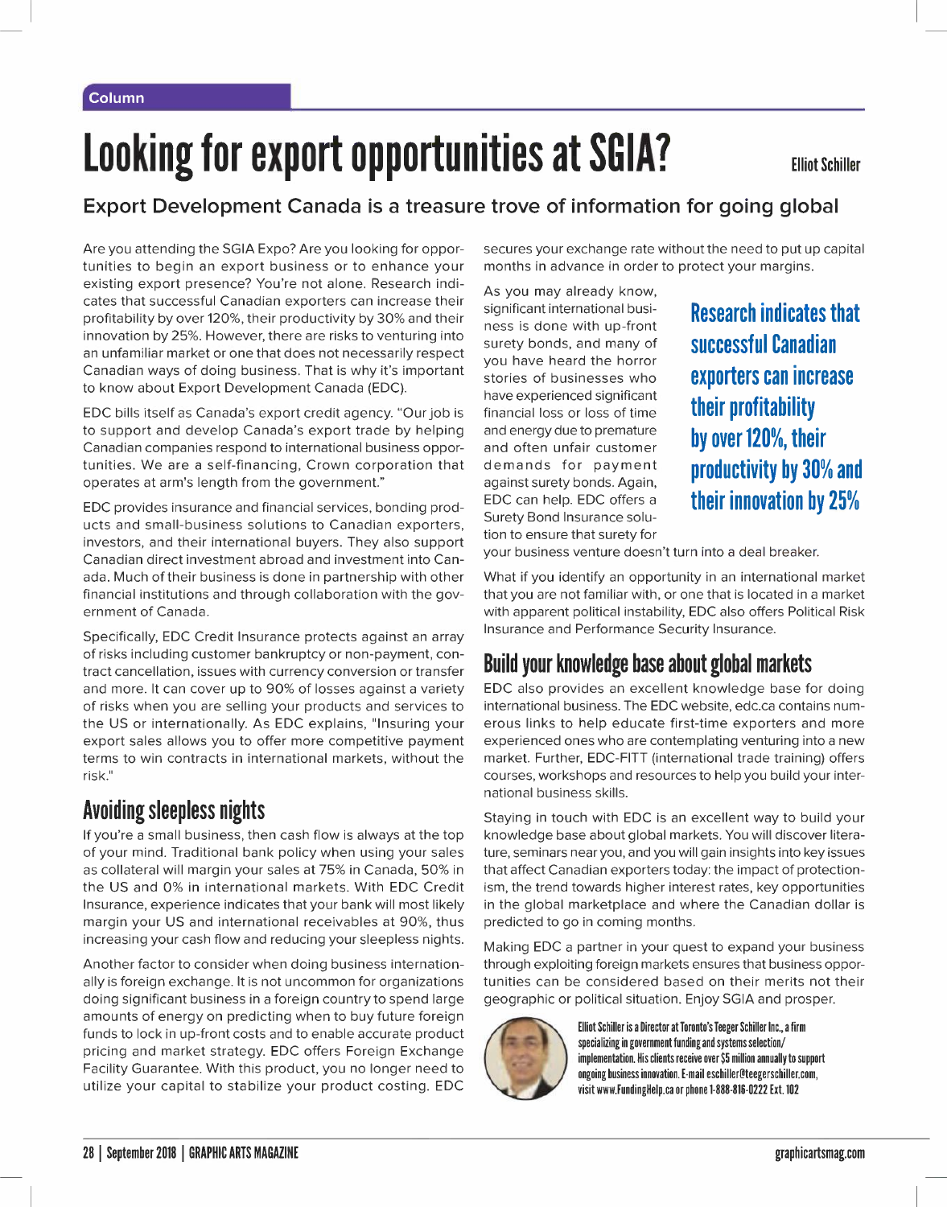Column

# Looking for export opportunities at SGIA?

Elliot Schiller

## Export Development Canada is a treasure trove of information for going global

Are you attending the SGIA Expo? Are you looking for opportunities to begin an export business or to enhance your existing export presence? You're not alone. Research indicates that successful Canadian exporters can increase their profitability by over 120%, their productivity by 30% and their innovation by 25%. However, there are risks to venturing into an unfamiliar market or one that does not necessarily respect Canadian ways of doing business. That is why it's important to know about Export Development Canada (EDC).

EDC bills itself as Canada's export credit agency. "Our job is to support and develop Canada's export trade by helping Canadian companies respond to international business opportunities. We are a self-financing, Crown corporation that operates at arm's length from the government."

EDC provides insurance and financial services, bonding products and small-business solutions to Canadian exporters, investors, and their international buyers. They also support Canadian direct investment abroad and investment into Canada. Much of their business is done in partnership with other financial institutions and through collaboration with the government of Canada.

Specifically, EDC Credit Insurance protects against an array of risks including customer bankruptcy or non-payment, contract cancellation, issues with currency conversion or transfer and more. It can cover up to 90% of losses against a variety of risks when you are selling your products and services to the US or internationally. As EDC explains, "Insuring your export sales allows you to offer more competitive payment terms to win contracts in international markets, without the risk."

### Avoiding sleepless nights

If you're a small business, then cash flow is always at the top of your mind. Traditional bank policy when using your sales as collateral will margin your sales at 75% in Canada, 50% in the US and 0% in international markets. With EDC Credit Insurance, experience indicates that your bank will most likely margin your US and international receivables at 90%, thus increasing your cash flow and reducing your sleepless nights.

Another factor to consider when doing business internationally is foreign exchange. It is not uncommon for organizations doing significant business in a foreign country to spend large amounts of energy on predicting when to buy future foreign funds to lock in up-front costs and to enable accurate product pricing and market strategy. EDC offers Foreign Exchange Facility Guarantee. With this product, you no longer need to utilize your capital to stabilize your product costing. EDC secures your exchange rate without the need to put up capital months in advance in order to protect your margins.

As you may already know, significant international business is done with up-front surety bonds, and many of you have heard the horror stories of businesses who have experienced significant financial loss or loss of time and energy due to premature and often unfair customer demands for payment against surety bonds. Again, EDC can help. EDC offers a Surety Bond Insurance solution to ensure that surety for your business venture doesn't turn into a deal breaker.

> **Research indicates that successful Canadian exporters can increase their profitability by over 120%, their productivity by 30% and their innovation by 25%**

What if you identify an opportunity in an international market that you are not familiar with, or one that is located in a market with apparent political instability, EDC also offers Political Risk Insurance and Performance Security Insurance.

### Build your knowledge base about global markets

EDC also provides an excellent knowledge base for doing international business. The EDC website, edc.ca contains numerous links to help educate first-time exporters and more experienced ones who are contemplating venturing into a new market. Further, EDC-FITT (international trade training) offers courses, workshops and resources to help you build your international business skills.

Staying in touch with EDC is an excellent way to build your knowledge base about global markets. You will discover literature, seminars near you, and you will gain insights into key issues that affect Canadian exporters today: the impact of protectionism, the trend towards higher interest rates, key opportunities in the global marketplace and where the Canadian dollar is predicted to go in coming months.

Making EDC a partner in your quest to expand your business through exploiting foreign markets ensures that business opportunities can be considered based on their merits not their geographic or political situation. Enjoy SGIA and prosper.

**Elliot Schiller is a Director at Toronto's Teeger Schiller Inc., a firm specializing in government funding and systems selection/implementation. His clients receive over $5 million annually to support ongoing business innovation. E-mail eschiller@teegerschiller.com, visit www.FundingHelp.ca or phone 1-888-816-0222 Ext. 102**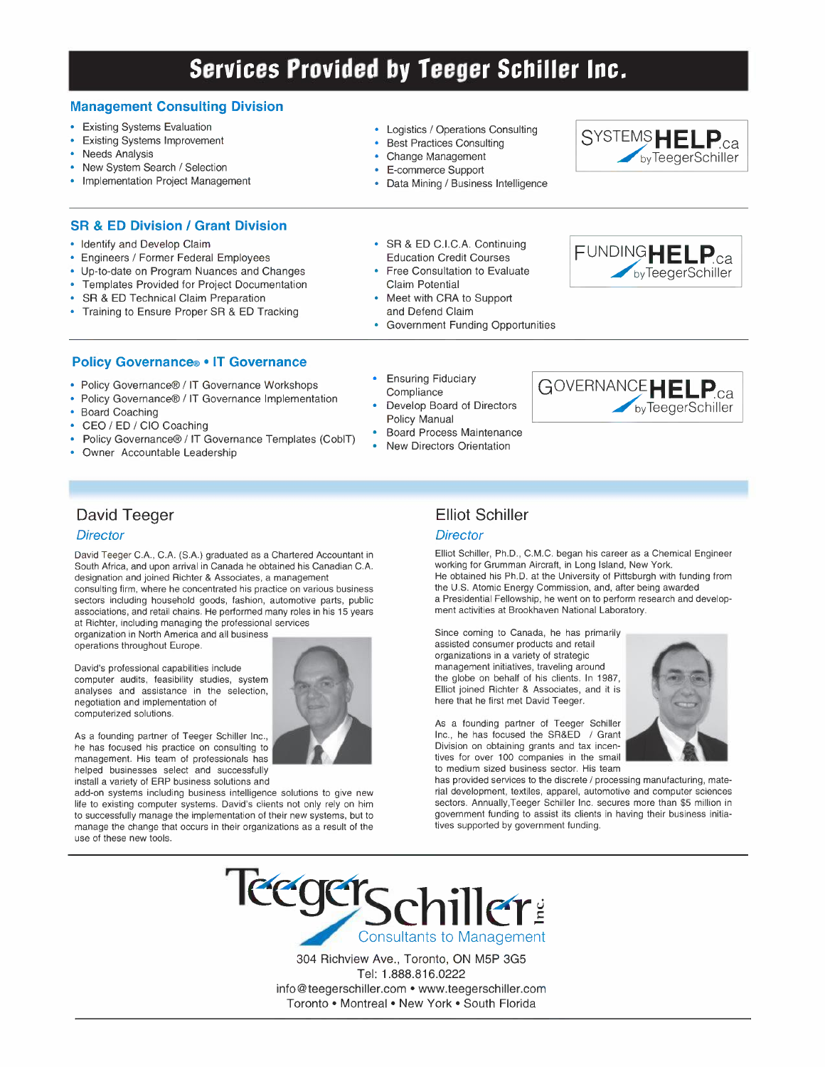# Services Provided by Teeger Schiller Inc.

## Management Consulting Division

- Existing Systems Evaluation
- Existing Systems Improvement
- Needs Analysis
- New System Search / Selection
- Implementation Project Management
- Logistics / Operations Consulting
- Best Practices Consulting
- Change Management
- E-commerce Support
- Data Mining / Business Intelligence

SYSTEMSHELP.ca by TeegerSchiller

## SR & ED Division / Grant Division

- Identify and Develop Claim
- Engineers / Former Federal Employees
- Up-to-date on Program Nuances and Changes
- Templates Provided for Project Documentation
- SR & ED Technical Claim Preparation
- Training to Ensure Proper SR & ED Tracking
- SR & ED C.I.C.A. Continuing Education Credit Courses
- Free Consultation to Evaluate Claim Potential
- Meet with CRA to Support and Defend Claim
- Government Funding Opportunities

FUNDINGHELP.ca by TeegerSchiller

## Policy Governance® • IT Governance

- Policy Governance® / IT Governance Workshops
- Policy Governance® / IT Governance Implementation
- Board Coaching
- CEO / ED / CIO Coaching
- Policy Governance® / IT Governance Templates (CobIT)
- Owner Accountable Leadership
- Ensuring Fiduciary Compliance
- Develop Board of Directors Policy Manual
- Board Process Maintenance
- New Directors Orientation

GOVERNANCEHELP.ca by TeegerSchiller

## David Teeger

*Director*

David Teeger C.A., C.A. (S.A.) graduated as a Chartered Accountant in South Africa, and upon arrival in Canada he obtained his Canadian C.A. designation and joined Richter & Associates, a management consulting firm, where he concentrated his practice on various business sectors including household goods, fashion, automotive parts, public associations, and retail chains. He performed many roles in his 15 years at Richter, including managing the professional services organization in North America and all business operations throughout Europe.

David's professional capabilities include computer audits, feasibility studies, system analyses and assistance in the selection, negotiation and implementation of computerized solutions.

As a founding partner of Teeger Schiller Inc., he has focused his practice on consulting to management. His team of professionals has helped businesses select and successfully install a variety of ERP business solutions and add-on systems including business intelligence solutions to give new life to existing computer systems. David's clients not only rely on him to successfully manage the implementation of their new systems, but to manage the change that occurs in their organizations as a result of the use of these new tools.

## Elliot Schiller

*Director*

Elliot Schiller, Ph.D., C.M.C. began his career as a Chemical Engineer working for Grumman Aircraft, in Long Island, New York. He obtained his Ph.D. at the University of Pittsburgh with funding from the U.S. Atomic Energy Commission, and, after being awarded a Presidential Fellowship, he went on to perform research and development activities at Brookhaven National Laboratory.

Since coming to Canada, he has primarily assisted consumer products and retail organizations in a variety of strategic management initiatives, traveling around the globe on behalf of his clients. In 1987, Elliot joined Richter & Associates, and it is here that he first met David Teeger.

As a founding partner of Teeger Schiller Inc., he has focused the SR&ED / Grant Division on obtaining grants and tax incentives for over 100 companies in the small to medium sized business sector. His team has provided services to the discrete / processing manufacturing, material development, textiles, apparel, automotive and computer sciences sectors. Annually, Teeger Schiller Inc. secures more than $5 million in government funding to assist its clients in having their business initiatives supported by government funding.

TeegerSchiller Inc.
Consultants to Management

304 Richview Ave., Toronto, ON M5P 3G5
Tel: 1.888.816.0222
info@teegerschiller.com • www.teegerschiller.com
Toronto • Montreal • New York • South Florida